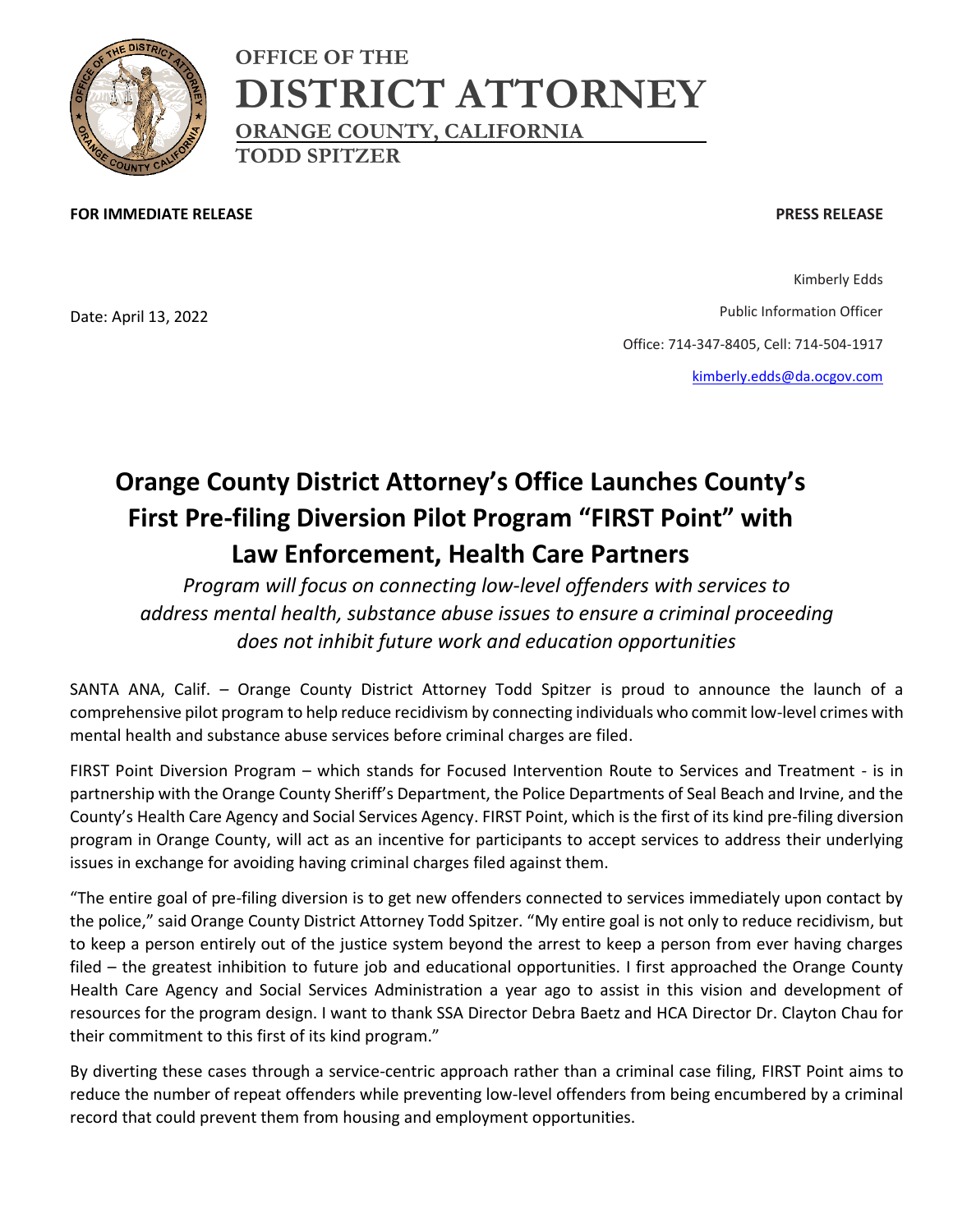**OFFICE OF THE**

# DISTRICT ATTORNEY

**ORANGE COUNTY, CALIFORNIA**

**TODD SPITZER**

**FOR IMMEDIATE RELEASE** **PRESS RELEASE**

Date: April 13, 2022

Kimberly Edds
Public Information Officer
Office: 714-347-8405, Cell: 714-504-1917
kimberly.edds@da.ocgov.com

## Orange County District Attorney's Office Launches County's First Pre-filing Diversion Pilot Program "FIRST Point" with Law Enforcement, Health Care Partners

*Program will focus on connecting low-level offenders with services to address mental health, substance abuse issues to ensure a criminal proceeding does not inhibit future work and education opportunities*

SANTA ANA, Calif. – Orange County District Attorney Todd Spitzer is proud to announce the launch of a comprehensive pilot program to help reduce recidivism by connecting individuals who commit low-level crimes with mental health and substance abuse services before criminal charges are filed.

FIRST Point Diversion Program – which stands for Focused Intervention Route to Services and Treatment - is in partnership with the Orange County Sheriff's Department, the Police Departments of Seal Beach and Irvine, and the County's Health Care Agency and Social Services Agency. FIRST Point, which is the first of its kind pre-filing diversion program in Orange County, will act as an incentive for participants to accept services to address their underlying issues in exchange for avoiding having criminal charges filed against them.

"The entire goal of pre-filing diversion is to get new offenders connected to services immediately upon contact by the police," said Orange County District Attorney Todd Spitzer. "My entire goal is not only to reduce recidivism, but to keep a person entirely out of the justice system beyond the arrest to keep a person from ever having charges filed – the greatest inhibition to future job and educational opportunities. I first approached the Orange County Health Care Agency and Social Services Administration a year ago to assist in this vision and development of resources for the program design. I want to thank SSA Director Debra Baetz and HCA Director Dr. Clayton Chau for their commitment to this first of its kind program."

By diverting these cases through a service-centric approach rather than a criminal case filing, FIRST Point aims to reduce the number of repeat offenders while preventing low-level offenders from being encumbered by a criminal record that could prevent them from housing and employment opportunities.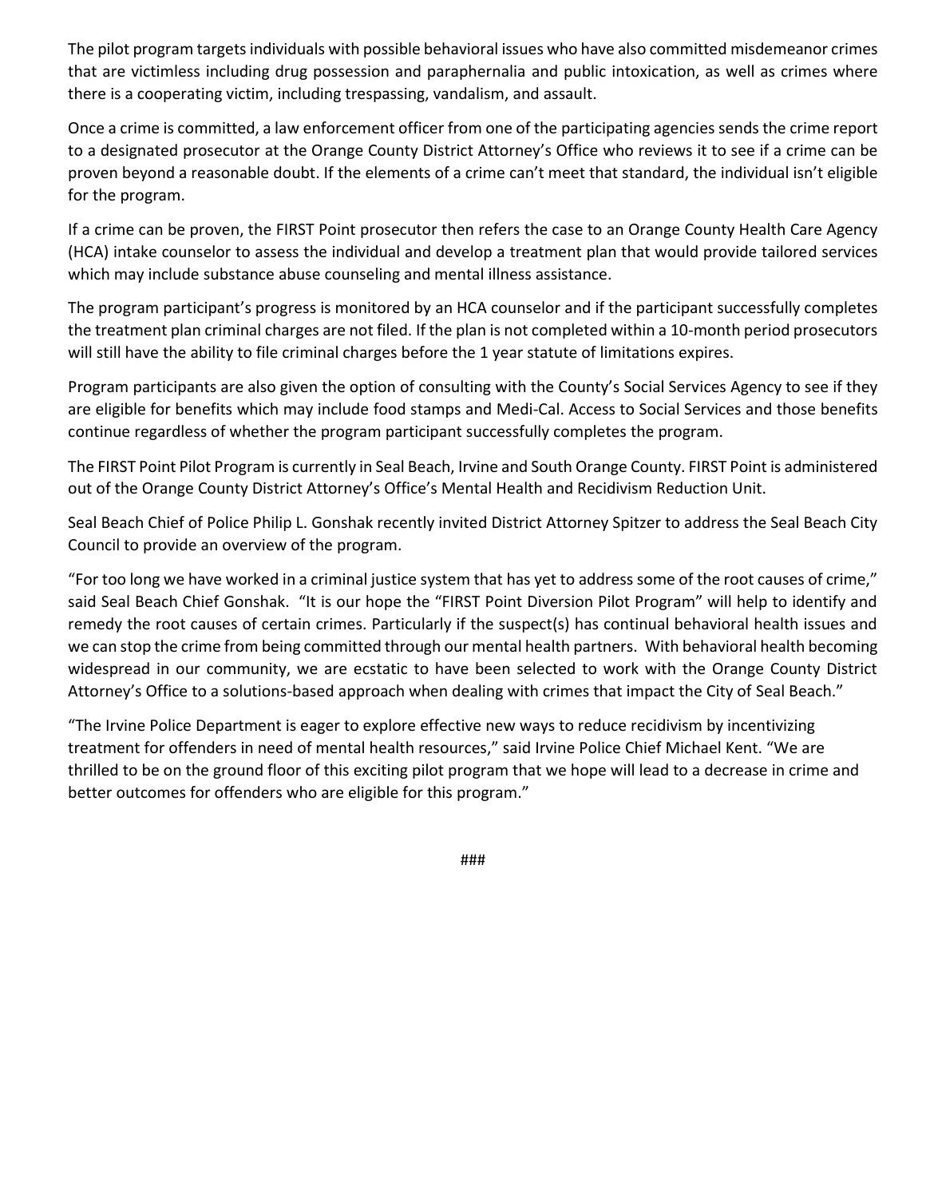The pilot program targets individuals with possible behavioral issues who have also committed misdemeanor crimes that are victimless including drug possession and paraphernalia and public intoxication, as well as crimes where there is a cooperating victim, including trespassing, vandalism, and assault.

Once a crime is committed, a law enforcement officer from one of the participating agencies sends the crime report to a designated prosecutor at the Orange County District Attorney's Office who reviews it to see if a crime can be proven beyond a reasonable doubt. If the elements of a crime can't meet that standard, the individual isn't eligible for the program.

If a crime can be proven, the FIRST Point prosecutor then refers the case to an Orange County Health Care Agency (HCA) intake counselor to assess the individual and develop a treatment plan that would provide tailored services which may include substance abuse counseling and mental illness assistance.

The program participant's progress is monitored by an HCA counselor and if the participant successfully completes the treatment plan criminal charges are not filed. If the plan is not completed within a 10-month period prosecutors will still have the ability to file criminal charges before the 1 year statute of limitations expires.

Program participants are also given the option of consulting with the County's Social Services Agency to see if they are eligible for benefits which may include food stamps and Medi-Cal. Access to Social Services and those benefits continue regardless of whether the program participant successfully completes the program.

The FIRST Point Pilot Program is currently in Seal Beach, Irvine and South Orange County. FIRST Point is administered out of the Orange County District Attorney's Office's Mental Health and Recidivism Reduction Unit.

Seal Beach Chief of Police Philip L. Gonshak recently invited District Attorney Spitzer to address the Seal Beach City Council to provide an overview of the program.

"For too long we have worked in a criminal justice system that has yet to address some of the root causes of crime," said Seal Beach Chief Gonshak. "It is our hope the "FIRST Point Diversion Pilot Program" will help to identify and remedy the root causes of certain crimes. Particularly if the suspect(s) has continual behavioral health issues and we can stop the crime from being committed through our mental health partners. With behavioral health becoming widespread in our community, we are ecstatic to have been selected to work with the Orange County District Attorney's Office to a solutions-based approach when dealing with crimes that impact the City of Seal Beach."

"The Irvine Police Department is eager to explore effective new ways to reduce recidivism by incentivizing treatment for offenders in need of mental health resources," said Irvine Police Chief Michael Kent. "We are thrilled to be on the ground floor of this exciting pilot program that we hope will lead to a decrease in crime and better outcomes for offenders who are eligible for this program."

###